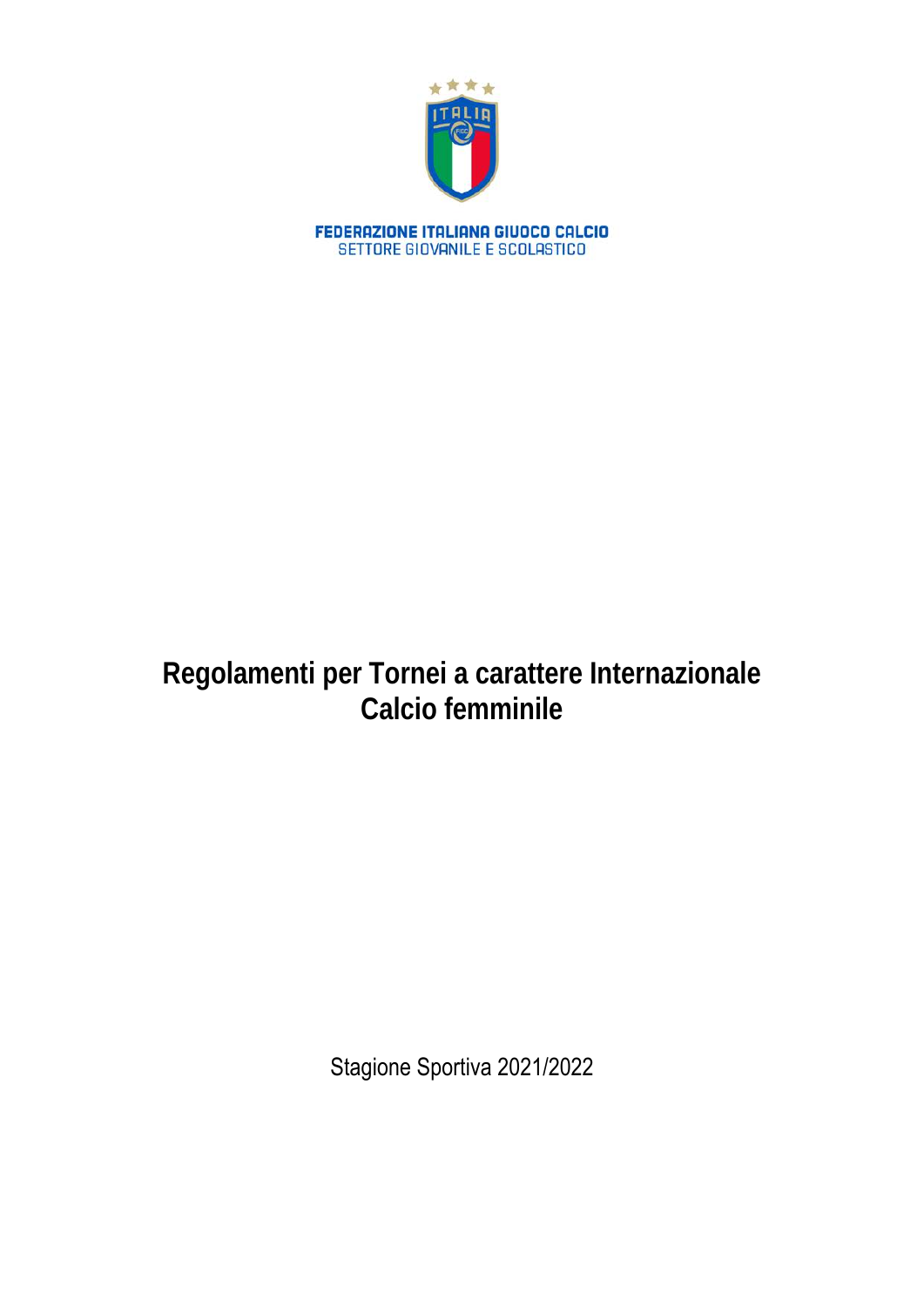FEDERAZIONE ITALIANA GIUOCO CALCIO
SETTORE GIOVANILE E SCOLASTICO

# Regolamenti per Tornei a carattere Internazionale
# Calcio femminile

Stagione Sportiva 2021/2022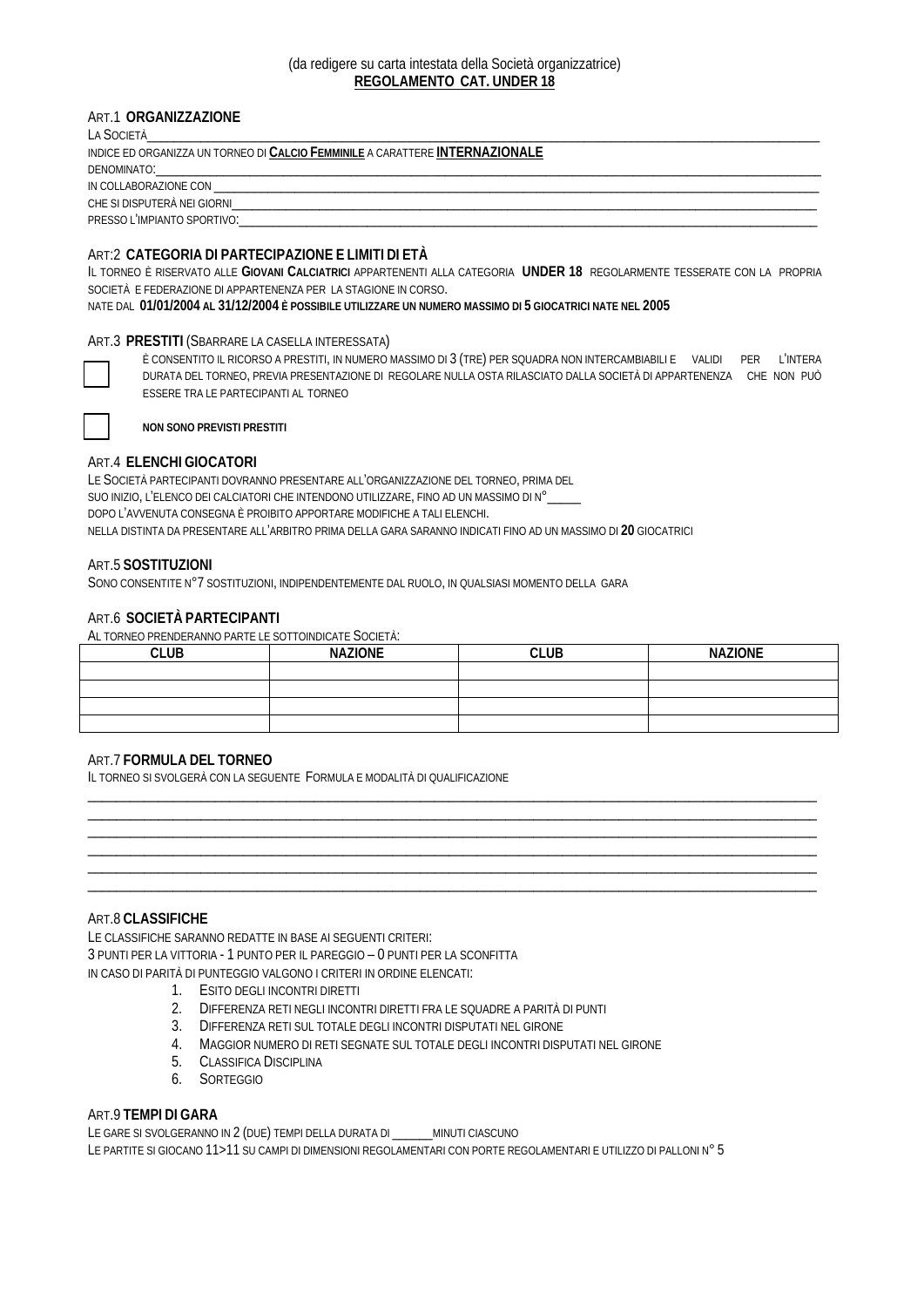(da redigere su carta intestata della Società organizzatrice)
**REGOLAMENTO CAT. UNDER 18**

ART.1 **ORGANIZZAZIONE**

LA SOCIETÀ____________________________________________________________________________________________

INDICE ED ORGANIZZA UN TORNEO DI **CALCIO FEMMINILE** A CARATTERE **INTERNAZIONALE**

DENOMINATO:___________________________________________________________________________________________

IN COLLABORAZIONE CON _________________________________________________________________________________

CHE SI DISPUTERÀ NEI GIORNI______________________________________________________________________________

PRESSO L'IMPIANTO SPORTIVO:_____________________________________________________________________________

ART:2 **CATEGORIA DI PARTECIPAZIONE E LIMITI DI ETÀ**

IL TORNEO È RISERVATO ALLE **GIOVANI CALCIATRICI** APPARTENENTI ALLA CATEGORIA **UNDER 18** REGOLARMENTE TESSERATE CON LA PROPRIA SOCIETÀ E FEDERAZIONE DI APPARTENENZA PER LA STAGIONE IN CORSO.

NATE DAL **01/01/2004 AL 31/12/2004 È POSSIBILE UTILIZZARE UN NUMERO MASSIMO DI 5 GIOCATRICI NATE NEL 2005**

ART.3 **PRESTITI** (SBARRARE LA CASELLA INTERESSATA)

☐ È CONSENTITO IL RICORSO A PRESTITI, IN NUMERO MASSIMO DI 3 (TRE) PER SQUADRA NON INTERCAMBIABILI E VALIDI PER L'INTERA DURATA DEL TORNEO, PREVIA PRESENTAZIONE DI REGOLARE NULLA OSTA RILASCIATO DALLA SOCIETÀ DI APPARTENENZA CHE NON PUÒ ESSERE TRA LE PARTECIPANTI AL TORNEO

☐ **NON SONO PREVISTI PRESTITI**

ART.4 **ELENCHI GIOCATORI**

LE SOCIETÀ PARTECIPANTI DOVRANNO PRESENTARE ALL'ORGANIZZAZIONE DEL TORNEO, PRIMA DEL SUO INIZIO, L'ELENCO DEI CALCIATORI CHE INTENDONO UTILIZZARE, FINO AD UN MASSIMO DI N°_____

DOPO L'AVVENUTA CONSEGNA È PROIBITO APPORTARE MODIFICHE A TALI ELENCHI.

NELLA DISTINTA DA PRESENTARE ALL'ARBITRO PRIMA DELLA GARA SARANNO INDICATI FINO AD UN MASSIMO DI **20** GIOCATRICI

ART.5 **SOSTITUZIONI**

SONO CONSENTITE N°7 SOSTITUZIONI, INDIPENDENTEMENTE DAL RUOLO, IN QUALSIASI MOMENTO DELLA GARA

ART.6 **SOCIETÀ PARTECIPANTI**

AL TORNEO PRENDERANNO PARTE LE SOTTOINDICATE SOCIETÀ:

| CLUB | NAZIONE | CLUB | NAZIONE |
|---|---|---|---|
| | | | |
| | | | |
| | | | |
| | | | |

ART.7 **FORMULA DEL TORNEO**

IL TORNEO SI SVOLGERÀ CON LA SEGUENTE FORMULA E MODALITÀ DI QUALIFICAZIONE

__________________________________________________________________________________________________

__________________________________________________________________________________________________

__________________________________________________________________________________________________

__________________________________________________________________________________________________

__________________________________________________________________________________________________

__________________________________________________________________________________________________

ART.8 **CLASSIFICHE**

LE CLASSIFICHE SARANNO REDATTE IN BASE AI SEGUENTI CRITERI:

3 PUNTI PER LA VITTORIA - 1 PUNTO PER IL PAREGGIO – 0 PUNTI PER LA SCONFITTA

IN CASO DI PARITÀ DI PUNTEGGIO VALGONO I CRITERI IN ORDINE ELENCATI:

1. ESITO DEGLI INCONTRI DIRETTI
2. DIFFERENZA RETI NEGLI INCONTRI DIRETTI FRA LE SQUADRE A PARITÀ DI PUNTI
3. DIFFERENZA RETI SUL TOTALE DEGLI INCONTRI DISPUTATI NEL GIRONE
4. MAGGIOR NUMERO DI RETI SEGNATE SUL TOTALE DEGLI INCONTRI DISPUTATI NEL GIRONE
5. CLASSIFICA DISCIPLINA
6. SORTEGGIO

ART.9 **TEMPI DI GARA**

LE GARE SI SVOLGERANNO IN 2 (DUE) TEMPI DELLA DURATA DI ______MINUTI CIASCUNO

LE PARTITE SI GIOCANO 11>11 SU CAMPI DI DIMENSIONI REGOLAMENTARI CON PORTE REGOLAMENTARI E UTILIZZO DI PALLONI N° 5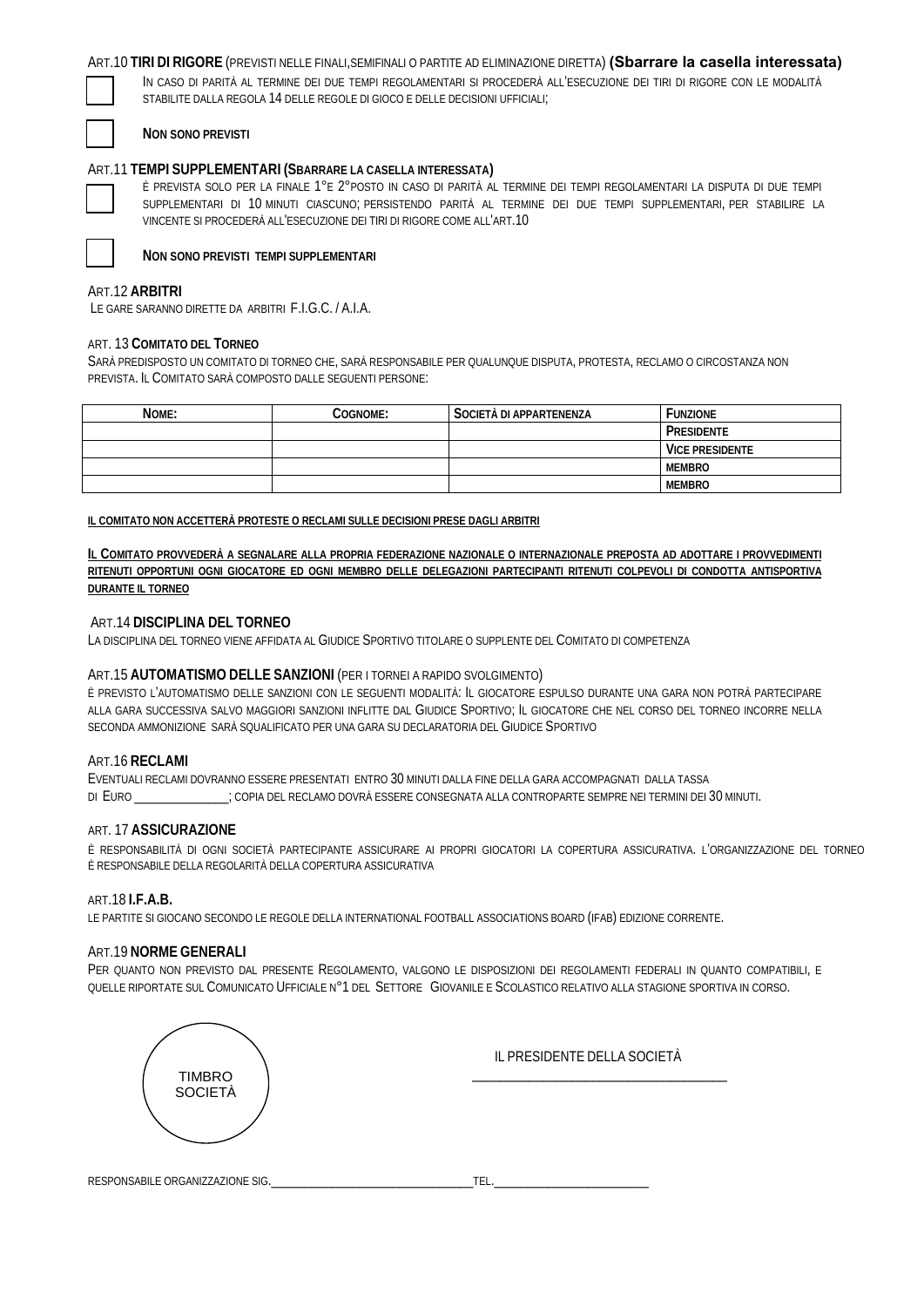ART.10 **TIRI DI RIGORE** (PREVISTI NELLE FINALI,SEMIFINALI O PARTITE AD ELIMINAZIONE DIRETTA) **(Sbarrare la casella interessata)**

☐ IN CASO DI PARITÀ AL TERMINE DEI DUE TEMPI REGOLAMENTARI SI PROCEDERÀ ALL'ESECUZIONE DEI TIRI DI RIGORE CON LE MODALITÀ STABILITE DALLA REGOLA 14 DELLE REGOLE DI GIOCO E DELLE DECISIONI UFFICIALI;

☐ **NON SONO PREVISTI**

ART.11 **TEMPI SUPPLEMENTARI (SBARRARE LA CASELLA INTERESSATA)**

☐ È PREVISTA SOLO PER LA FINALE 1°E 2°POSTO IN CASO DI PARITÀ AL TERMINE DEI TEMPI REGOLAMENTARI LA DISPUTA DI DUE TEMPI SUPPLEMENTARI DI 10 MINUTI CIASCUNO; PERSISTENDO PARITÀ AL TERMINE DEI DUE TEMPI SUPPLEMENTARI, PER STABILIRE LA VINCENTE SI PROCEDERÀ ALL'ESECUZIONE DEI TIRI DI RIGORE COME ALL'ART.10

☐ **NON SONO PREVISTI TEMPI SUPPLEMENTARI**

ART.12 **ARBITRI**

LE GARE SARANNO DIRETTE DA ARBITRI F.I.G.C. / A.I.A.

ART. 13 **COMITATO DEL TORNEO**

SARÀ PREDISPOSTO UN COMITATO DI TORNEO CHE, SARÀ RESPONSABILE PER QUALUNQUE DISPUTA, PROTESTA, RECLAMO O CIRCOSTANZA NON PREVISTA. IL COMITATO SARÀ COMPOSTO DALLE SEGUENTI PERSONE:

| NOME: | COGNOME: | SOCIETÀ DI APPARTENENZA | FUNZIONE |
|---|---|---|---|
| | | | PRESIDENTE |
| | | | VICE PRESIDENTE |
| | | | MEMBRO |
| | | | MEMBRO |

**IL COMITATO NON ACCETTERÀ PROTESTE O RECLAMI SULLE DECISIONI PRESE DAGLI ARBITRI**

**IL COMITATO PROVVEDERÀ A SEGNALARE ALLA PROPRIA FEDERAZIONE NAZIONALE O INTERNAZIONALE PREPOSTA AD ADOTTARE I PROVVEDIMENTI RITENUTI OPPORTUNI OGNI GIOCATORE ED OGNI MEMBRO DELLE DELEGAZIONI PARTECIPANTI RITENUTI COLPEVOLI DI CONDOTTA ANTISPORTIVA DURANTE IL TORNEO**

ART.14 **DISCIPLINA DEL TORNEO**

LA DISCIPLINA DEL TORNEO VIENE AFFIDATA AL GIUDICE SPORTIVO TITOLARE O SUPPLENTE DEL COMITATO DI COMPETENZA

ART.15 **AUTOMATISMO DELLE SANZIONI** (PER I TORNEI A RAPIDO SVOLGIMENTO)

È PREVISTO L'AUTOMATISMO DELLE SANZIONI CON LE SEGUENTI MODALITÀ: IL GIOCATORE ESPULSO DURANTE UNA GARA NON POTRÀ PARTECIPARE ALLA GARA SUCCESSIVA SALVO MAGGIORI SANZIONI INFLITTE DAL GIUDICE SPORTIVO; IL GIOCATORE CHE NEL CORSO DEL TORNEO INCORRE NELLA SECONDA AMMONIZIONE SARÀ SQUALIFICATO PER UNA GARA SU DECLARATORIA DEL GIUDICE SPORTIVO

ART.16 **RECLAMI**

EVENTUALI RECLAMI DOVRANNO ESSERE PRESENTATI ENTRO 30 MINUTI DALLA FINE DELLA GARA ACCOMPAGNATI DALLA TASSA DI EURO _______________; COPIA DEL RECLAMO DOVRÀ ESSERE CONSEGNATA ALLA CONTROPARTE SEMPRE NEI TERMINI DEI 30 MINUTI.

ART. 17 **ASSICURAZIONE**

È RESPONSABILITÀ DI OGNI SOCIETÀ PARTECIPANTE ASSICURARE AI PROPRI GIOCATORI LA COPERTURA ASSICURATIVA. L'ORGANIZZAZIONE DEL TORNEO È RESPONSABILE DELLA REGOLARITÀ DELLA COPERTURA ASSICURATIVA

ART.18 **I.F.A.B.**

LE PARTITE SI GIOCANO SECONDO LE REGOLE DELLA INTERNATIONAL FOOTBALL ASSOCIATIONS BOARD (IFAB) EDIZIONE CORRENTE.

ART.19 **NORME GENERALI**

PER QUANTO NON PREVISTO DAL PRESENTE REGOLAMENTO, VALGONO LE DISPOSIZIONI DEI REGOLAMENTI FEDERALI IN QUANTO COMPATIBILI, E QUELLE RIPORTATE SUL COMUNICATO UFFICIALE N°1 DEL SETTORE GIOVANILE E SCOLASTICO RELATIVO ALLA STAGIONE SPORTIVA IN CORSO.

TIMBRO SOCIETÀ

IL PRESIDENTE DELLA SOCIETÀ

_____________________________________

RESPONSABILE ORGANIZZAZIONE SIG._________________________________TEL._________________________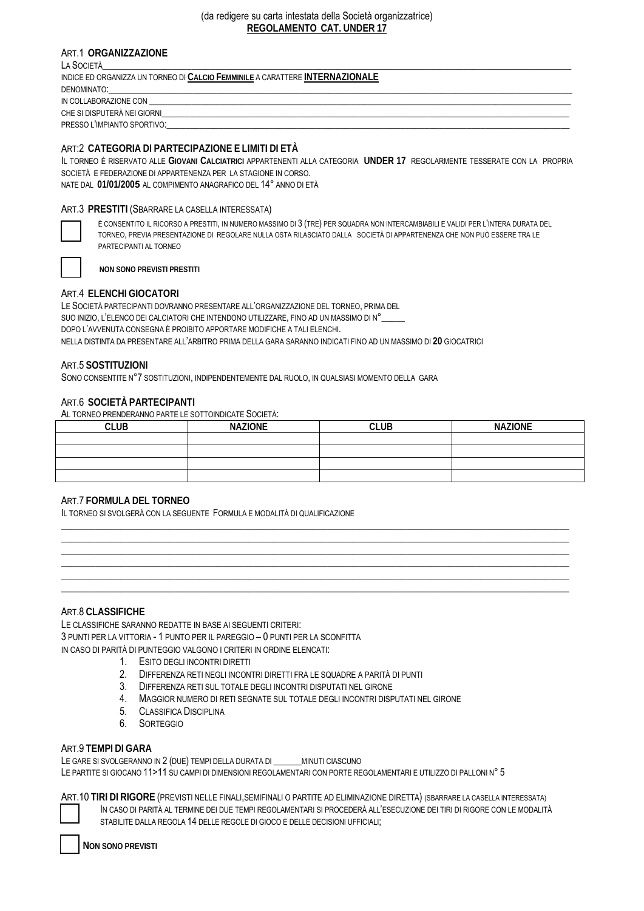(da redigere su carta intestata della Società organizzatrice)

**REGOLAMENTO CAT. UNDER 17**

ART.1 **ORGANIZZAZIONE**

LA SOCIETÀ_______________________________________________

INDICE ED ORGANIZZA UN TORNEO DI **CALCIO FEMMINILE** A CARATTERE **INTERNAZIONALE**

DENOMINATO:_______________________________________________

IN COLLABORAZIONE CON _______________________________________________

CHE SI DISPUTERÀ NEI GIORNI_______________________________________________

PRESSO L'IMPIANTO SPORTIVO:_______________________________________________

ART:2 **CATEGORIA DI PARTECIPAZIONE E LIMITI DI ETÀ**

IL TORNEO È RISERVATO ALLE **GIOVANI CALCIATRICI** APPARTENENTI ALLA CATEGORIA **UNDER 17** REGOLARMENTE TESSERATE CON LA PROPRIA SOCIETÀ E FEDERAZIONE DI APPARTENENZA PER LA STAGIONE IN CORSO.

NATE DAL **01/01/2005** AL COMPIMENTO ANAGRAFICO DEL 14° ANNO DI ETÀ

ART.3 **PRESTITI** (SBARRARE LA CASELLA INTERESSATA)

☐ È CONSENTITO IL RICORSO A PRESTITI, IN NUMERO MASSIMO DI 3 (TRE) PER SQUADRA NON INTERCAMBIABILI E VALIDI PER L'INTERA DURATA DEL TORNEO, PREVIA PRESENTAZIONE DI REGOLARE NULLA OSTA RILASCIATO DALLA SOCIETÀ DI APPARTENENZA CHE NON PUÒ ESSERE TRA LE PARTECIPANTI AL TORNEO

☐ **NON SONO PREVISTI PRESTITI**

ART.4 **ELENCHI GIOCATORI**

LE SOCIETÀ PARTECIPANTI DOVRANNO PRESENTARE ALL'ORGANIZZAZIONE DEL TORNEO, PRIMA DEL SUO INIZIO, L'ELENCO DEI CALCIATORI CHE INTENDONO UTILIZZARE, FINO AD UN MASSIMO DI N°______

DOPO L'AVVENUTA CONSEGNA È PROIBITO APPORTARE MODIFICHE A TALI ELENCHI.

NELLA DISTINTA DA PRESENTARE ALL'ARBITRO PRIMA DELLA GARA SARANNO INDICATI FINO AD UN MASSIMO DI **20** GIOCATRICI

ART.5 **SOSTITUZIONI**

SONO CONSENTITE N°7 SOSTITUZIONI, INDIPENDENTEMENTE DAL RUOLO, IN QUALSIASI MOMENTO DELLA GARA

ART.6 **SOCIETÀ PARTECIPANTI**

AL TORNEO PRENDERANNO PARTE LE SOTTOINDICATE SOCIETÀ:

| CLUB | NAZIONE | CLUB | NAZIONE |
|---|---|---|---|
| | | | |
| | | | |
| | | | |
| | | | |

ART.7 **FORMULA DEL TORNEO**

IL TORNEO SI SVOLGERÀ CON LA SEGUENTE FORMULA E MODALITÀ DI QUALIFICAZIONE

_______________________________________________

_______________________________________________

_______________________________________________

_______________________________________________

_______________________________________________

_______________________________________________

ART.8 **CLASSIFICHE**

LE CLASSIFICHE SARANNO REDATTE IN BASE AI SEGUENTI CRITERI:

3 PUNTI PER LA VITTORIA - 1 PUNTO PER IL PAREGGIO – 0 PUNTI PER LA SCONFITTA

IN CASO DI PARITÀ DI PUNTEGGIO VALGONO I CRITERI IN ORDINE ELENCATI:

1. ESITO DEGLI INCONTRI DIRETTI
2. DIFFERENZA RETI NEGLI INCONTRI DIRETTI FRA LE SQUADRE A PARITÀ DI PUNTI
3. DIFFERENZA RETI SUL TOTALE DEGLI INCONTRI DISPUTATI NEL GIRONE
4. MAGGIOR NUMERO DI RETI SEGNATE SUL TOTALE DEGLI INCONTRI DISPUTATI NEL GIRONE
5. CLASSIFICA DISCIPLINA
6. SORTEGGIO

ART.9 **TEMPI DI GARA**

LE GARE SI SVOLGERANNO IN 2 (DUE) TEMPI DELLA DURATA DI _______MINUTI CIASCUNO

LE PARTITE SI GIOCANO 11>11 SU CAMPI DI DIMENSIONI REGOLAMENTARI CON PORTE REGOLAMENTARI E UTILIZZO DI PALLONI N° 5

ART.10 **TIRI DI RIGORE** (PREVISTI NELLE FINALI,SEMIFINALI O PARTITE AD ELIMINAZIONE DIRETTA) (SBARRARE LA CASELLA INTERESSATA)

☐ IN CASO DI PARITÀ AL TERMINE DEI DUE TEMPI REGOLAMENTARI SI PROCEDERÀ ALL'ESECUZIONE DEI TIRI DI RIGORE CON LE MODALITÀ STABILITE DALLA REGOLA 14 DELLE REGOLE DI GIOCO E DELLE DECISIONI UFFICIALI;

☐ **NON SONO PREVISTI**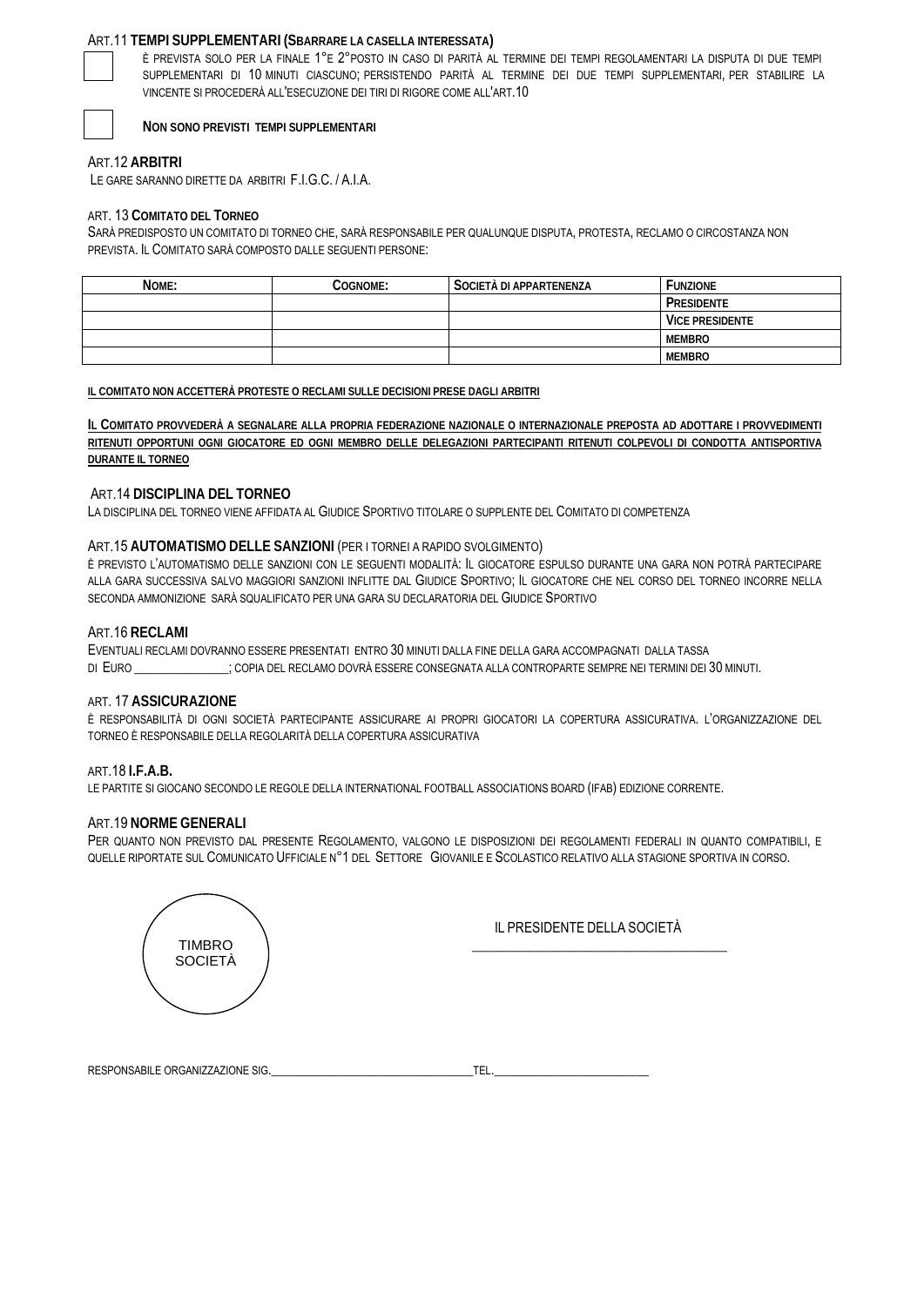### Art.11 **TEMPI SUPPLEMENTARI (SBARRARE LA CASELLA INTERESSATA)**

☐ È PREVISTA SOLO PER LA FINALE 1°E 2°POSTO IN CASO DI PARITÀ AL TERMINE DEI TEMPI REGOLAMENTARI LA DISPUTA DI DUE TEMPI SUPPLEMENTARI DI 10 MINUTI CIASCUNO; PERSISTENDO PARITÀ AL TERMINE DEI DUE TEMPI SUPPLEMENTARI, PER STABILIRE LA VINCENTE SI PROCEDERÀ ALL'ESECUZIONE DEI TIRI DI RIGORE COME ALL'ART.10

☐ **NON SONO PREVISTI TEMPI SUPPLEMENTARI**

### Art.12 **ARBITRI**

LE GARE SARANNO DIRETTE DA ARBITRI F.I.G.C. / A.I.A.

### ART. 13 **COMITATO DEL TORNEO**

SARÀ PREDISPOSTO UN COMITATO DI TORNEO CHE, SARÀ RESPONSABILE PER QUALUNQUE DISPUTA, PROTESTA, RECLAMO O CIRCOSTANZA NON PREVISTA. IL COMITATO SARÀ COMPOSTO DALLE SEGUENTI PERSONE:

| NOME: | COGNOME: | SOCIETÀ DI APPARTENENZA | FUNZIONE |
|---|---|---|---|
| | | | PRESIDENTE |
| | | | VICE PRESIDENTE |
| | | | MEMBRO |
| | | | MEMBRO |

**IL COMITATO NON ACCETTERÀ PROTESTE O RECLAMI SULLE DECISIONI PRESE DAGLI ARBITRI**

**IL COMITATO PROVVEDERÀ A SEGNALARE ALLA PROPRIA FEDERAZIONE NAZIONALE O INTERNAZIONALE PREPOSTA AD ADOTTARE I PROVVEDIMENTI RITENUTI OPPORTUNI OGNI GIOCATORE ED OGNI MEMBRO DELLE DELEGAZIONI PARTECIPANTI RITENUTI COLPEVOLI DI CONDOTTA ANTISPORTIVA DURANTE IL TORNEO**

### Art.14 **DISCIPLINA DEL TORNEO**

LA DISCIPLINA DEL TORNEO VIENE AFFIDATA AL GIUDICE SPORTIVO TITOLARE O SUPPLENTE DEL COMITATO DI COMPETENZA

### Art.15 **AUTOMATISMO DELLE SANZIONI** (PER I TORNEI A RAPIDO SVOLGIMENTO)

È PREVISTO L'AUTOMATISMO DELLE SANZIONI CON LE SEGUENTI MODALITÀ: IL GIOCATORE ESPULSO DURANTE UNA GARA NON POTRÀ PARTECIPARE ALLA GARA SUCCESSIVA SALVO MAGGIORI SANZIONI INFLITTE DAL GIUDICE SPORTIVO; IL GIOCATORE CHE NEL CORSO DEL TORNEO INCORRE NELLA SECONDA AMMONIZIONE SARÀ SQUALIFICATO PER UNA GARA SU DECLARATORIA DEL GIUDICE SPORTIVO

### Art.16 **RECLAMI**

EVENTUALI RECLAMI DOVRANNO ESSERE PRESENTATI ENTRO 30 MINUTI DALLA FINE DELLA GARA ACCOMPAGNATI DALLA TASSA DI EURO _______________; COPIA DEL RECLAMO DOVRÀ ESSERE CONSEGNATA ALLA CONTROPARTE SEMPRE NEI TERMINI DEI 30 MINUTI.

### ART. 17 **ASSICURAZIONE**

È RESPONSABILITÀ DI OGNI SOCIETÀ PARTECIPANTE ASSICURARE AI PROPRI GIOCATORI LA COPERTURA ASSICURATIVA. L'ORGANIZZAZIONE DEL TORNEO È RESPONSABILE DELLA REGOLARITÀ DELLA COPERTURA ASSICURATIVA

### ART.18 **I.F.A.B.**

LE PARTITE SI GIOCANO SECONDO LE REGOLE DELLA INTERNATIONAL FOOTBALL ASSOCIATIONS BOARD (IFAB) EDIZIONE CORRENTE.

### Art.19 **NORME GENERALI**

PER QUANTO NON PREVISTO DAL PRESENTE REGOLAMENTO, VALGONO LE DISPOSIZIONI DEI REGOLAMENTI FEDERALI IN QUANTO COMPATIBILI, E QUELLE RIPORTATE SUL COMUNICATO UFFICIALE N°1 DEL SETTORE GIOVANILE E SCOLASTICO RELATIVO ALLA STAGIONE SPORTIVA IN CORSO.

TIMBRO SOCIETÀ

IL PRESIDENTE DELLA SOCIETÀ

_____________________________________

RESPONSABILE ORGANIZZAZIONE SIG.____________________________________TEL.____________________________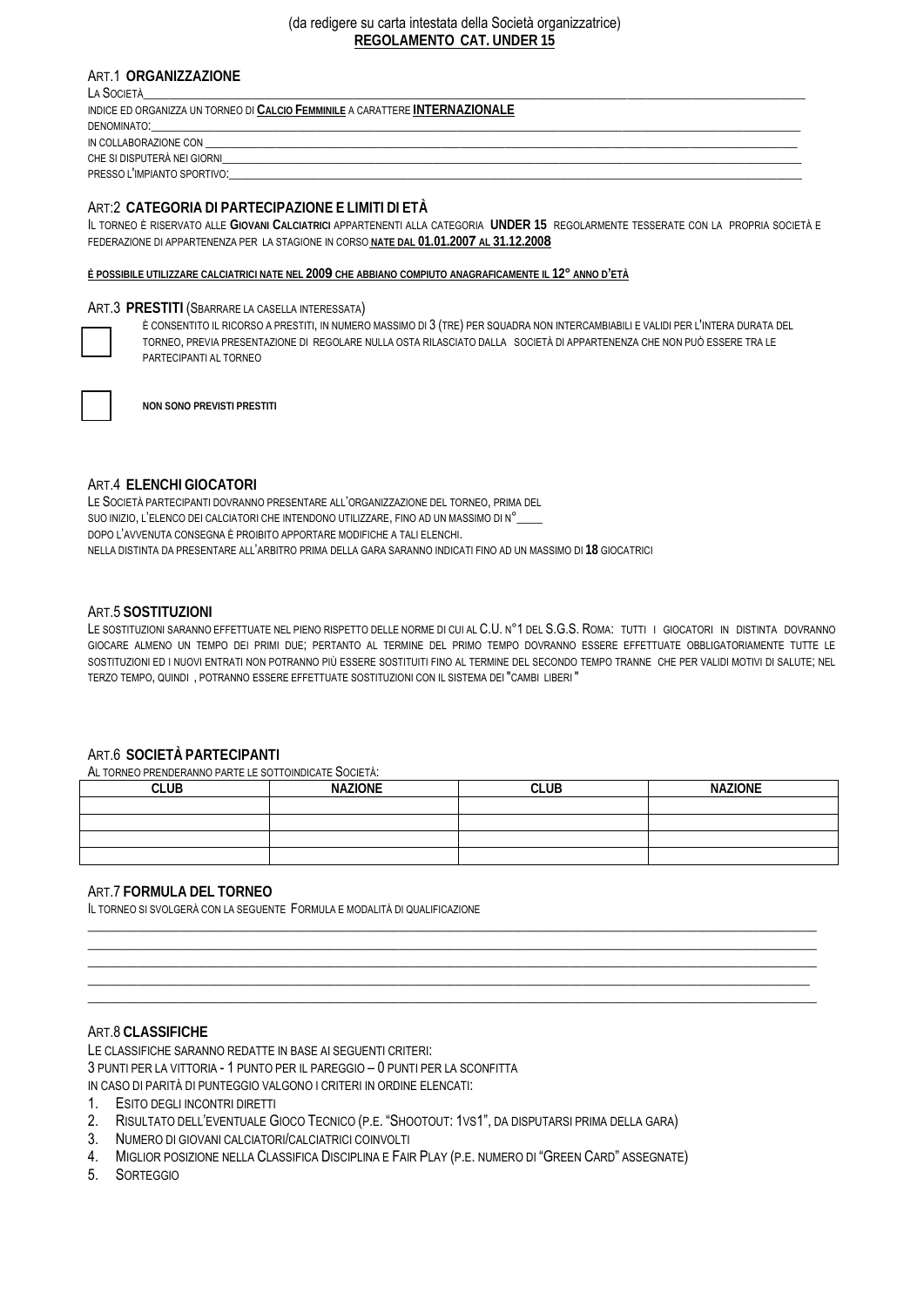(da redigere su carta intestata della Società organizzatrice)

**REGOLAMENTO CAT. UNDER 15**

## ART.1 **ORGANIZZAZIONE**

LA SOCIETÀ_______________________________________________

INDICE ED ORGANIZZA UN TORNEO DI **CALCIO FEMMINILE** A CARATTERE **INTERNAZIONALE**

DENOMINATO:_______________________________________________

IN COLLABORAZIONE CON _______________________________________________

CHE SI DISPUTERÀ NEI GIORNI_______________________________________________

PRESSO L'IMPIANTO SPORTIVO:_______________________________________________

## ART:2 **CATEGORIA DI PARTECIPAZIONE E LIMITI DI ETÀ**

IL TORNEO È RISERVATO ALLE **GIOVANI CALCIATRICI** APPARTENENTI ALLA CATEGORIA **UNDER 15** REGOLARMENTE TESSERATE CON LA PROPRIA SOCIETÀ E FEDERAZIONE DI APPARTENENZA PER LA STAGIONE IN CORSO **NATE DAL 01.01.2007 AL 31.12.2008**

**È POSSIBILE UTILIZZARE CALCIATRICI NATE NEL 2009 CHE ABBIANO COMPIUTO ANAGRAFICAMENTE IL 12° ANNO D'ETÀ**

## ART.3 **PRESTITI** (SBARRARE LA CASELLA INTERESSATA)

☐ È CONSENTITO IL RICORSO A PRESTITI, IN NUMERO MASSIMO DI 3 (TRE) PER SQUADRA NON INTERCAMBIABILI E VALIDI PER L'INTERA DURATA DEL TORNEO, PREVIA PRESENTAZIONE DI REGOLARE NULLA OSTA RILASCIATO DALLA SOCIETÀ DI APPARTENENZA CHE NON PUÒ ESSERE TRA LE PARTECIPANTI AL TORNEO

☐ **NON SONO PREVISTI PRESTITI**

## ART.4 **ELENCHI GIOCATORI**

LE SOCIETÀ PARTECIPANTI DOVRANNO PRESENTARE ALL'ORGANIZZAZIONE DEL TORNEO, PRIMA DEL SUO INIZIO, L'ELENCO DEI CALCIATORI CHE INTENDONO UTILIZZARE, FINO AD UN MASSIMO DI N°_____

DOPO L'AVVENUTA CONSEGNA È PROIBITO APPORTARE MODIFICHE A TALI ELENCHI.

NELLA DISTINTA DA PRESENTARE ALL'ARBITRO PRIMA DELLA GARA SARANNO INDICATI FINO AD UN MASSIMO DI **18** GIOCATRICI

## ART.5 **SOSTITUZIONI**

LE SOSTITUZIONI SARANNO EFFETTUATE NEL PIENO RISPETTO DELLE NORME DI CUI AL C.U. N°1 DEL S.G.S. ROMA: TUTTI I GIOCATORI IN DISTINTA DOVRANNO GIOCARE ALMENO UN TEMPO DEI PRIMI DUE; PERTANTO AL TERMINE DEL PRIMO TEMPO DOVRANNO ESSERE EFFETTUATE OBBLIGATORIAMENTE TUTTE LE SOSTITUZIONI ED I NUOVI ENTRATI NON POTRANNO PIÙ ESSERE SOSTITUITI FINO AL TERMINE DEL SECONDO TEMPO TRANNE CHE PER VALIDI MOTIVI DI SALUTE; NEL TERZO TEMPO, QUINDI , POTRANNO ESSERE EFFETTUATE SOSTITUZIONI CON IL SISTEMA DEI "CAMBI LIBERI "

## ART.6 **SOCIETÀ PARTECIPANTI**

AL TORNEO PRENDERANNO PARTE LE SOTTOINDICATE SOCIETÀ:

| CLUB | NAZIONE | CLUB | NAZIONE |
|---|---|---|---|
| | | | |
| | | | |
| | | | |
| | | | |

## ART.7 **FORMULA DEL TORNEO**

IL TORNEO SI SVOLGERÀ CON LA SEGUENTE FORMULA E MODALITÀ DI QUALIFICAZIONE

_______________________________________________

_______________________________________________

_______________________________________________

_______________________________________________

_______________________________________________

## ART.8 **CLASSIFICHE**

LE CLASSIFICHE SARANNO REDATTE IN BASE AI SEGUENTI CRITERI:

3 PUNTI PER LA VITTORIA - 1 PUNTO PER IL PAREGGIO – 0 PUNTI PER LA SCONFITTA

IN CASO DI PARITÀ DI PUNTEGGIO VALGONO I CRITERI IN ORDINE ELENCATI:

1. ESITO DEGLI INCONTRI DIRETTI
2. RISULTATO DELL'EVENTUALE GIOCO TECNICO (P.E. "SHOOTOUT: 1VS1", DA DISPUTARSI PRIMA DELLA GARA)
3. NUMERO DI GIOVANI CALCIATORI/CALCIATRICI COINVOLTI
4. MIGLIOR POSIZIONE NELLA CLASSIFICA DISCIPLINA E FAIR PLAY (P.E. NUMERO DI "GREEN CARD" ASSEGNATE)
5. SORTEGGIO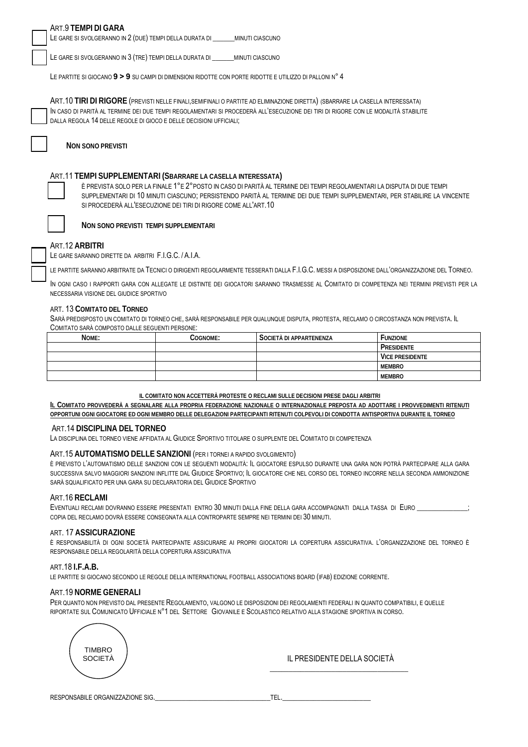### ART.9 TEMPI DI GARA

☐ LE GARE SI SVOLGERANNO IN 2 (DUE) TEMPI DELLA DURATA DI _______ MINUTI CIASCUNO

☐ LE GARE SI SVOLGERANNO IN 3 (TRE) TEMPI DELLA DURATA DI _______ MINUTI CIASCUNO

LE PARTITE SI GIOCANO **9 > 9** SU CAMPI DI DIMENSIONI RIDOTTE CON PORTE RIDOTTE E UTILIZZO DI PALLONI N° 4

### ART.10 TIRI DI RIGORE (PREVISTI NELLE FINALI,SEMIFINALI O PARTITE AD ELIMINAZIONE DIRETTA) (SBARRARE LA CASELLA INTERESSATA)

☐ IN CASO DI PARITÀ AL TERMINE DEI DUE TEMPI REGOLAMENTARI SI PROCEDERÀ ALL'ESECUZIONE DEI TIRI DI RIGORE CON LE MODALITÀ STABILITE DALLA REGOLA 14 DELLE REGOLE DI GIOCO E DELLE DECISIONI UFFICIALI;

☐ **NON SONO PREVISTI**

### ART.11 TEMPI SUPPLEMENTARI (SBARRARE LA CASELLA INTERESSATA)

☐ È PREVISTA SOLO PER LA FINALE 1° E 2° POSTO IN CASO DI PARITÀ AL TERMINE DEI TEMPI REGOLAMENTARI LA DISPUTA DI DUE TEMPI SUPPLEMENTARI DI 10 MINUTI CIASCUNO; PERSISTENDO PARITÀ AL TERMINE DEI DUE TEMPI SUPPLEMENTARI, PER STABILIRE LA VINCENTE SI PROCEDERÀ ALL'ESECUZIONE DEI TIRI DI RIGORE COME ALL'ART.10

☐ **NON SONO PREVISTI TEMPI SUPPLEMENTARI**

### ART.12 ARBITRI

☐ LE GARE SARANNO DIRETTE DA ARBITRI F.I.G.C. / A.I.A.

☐ LE PARTITE SARANNO ARBITRATE DA TECNICI O DIRIGENTI REGOLARMENTE TESSERATI DALLA F.I.G.C. MESSI A DISPOSIZIONE DALL'ORGANIZZAZIONE DEL TORNEO.

IN OGNI CASO I RAPPORTI GARA CON ALLEGATE LE DISTINTE DEI GIOCATORI SARANNO TRASMESSE AL COMITATO DI COMPETENZA NEI TERMINI PREVISTI PER LA NECESSARIA VISIONE DEL GIUDICE SPORTIVO

### ART. 13 COMITATO DEL TORNEO

SARÀ PREDISPOSTO UN COMITATO DI TORNEO CHE, SARÀ RESPONSABILE PER QUALUNQUE DISPUTA, PROTESTA, RECLAMO O CIRCOSTANZA NON PREVISTA. IL COMITATO SARÀ COMPOSTO DALLE SEGUENTI PERSONE:

| NOME: | COGNOME: | SOCIETÀ DI APPARTENENZA | FUNZIONE |
|---|---|---|---|
| | | | PRESIDENTE |
| | | | VICE PRESIDENTE |
| | | | MEMBRO |
| | | | MEMBRO |

**IL COMITATO NON ACCETTERÀ PROTESTE O RECLAMI SULLE DECISIONI PRESE DAGLI ARBITRI**

**IL COMITATO PROVVEDERÀ A SEGNALARE ALLA PROPRIA FEDERAZIONE NAZIONALE O INTERNAZIONALE PREPOSTA AD ADOTTARE I PROVVEDIMENTI RITENUTI OPPORTUNI OGNI GIOCATORE ED OGNI MEMBRO DELLE DELEGAZIONI PARTECIPANTI RITENUTI COLPEVOLI DI CONDOTTA ANTISPORTIVA DURANTE IL TORNEO**

### ART.14 DISCIPLINA DEL TORNEO

LA DISCIPLINA DEL TORNEO VIENE AFFIDATA AL GIUDICE SPORTIVO TITOLARE O SUPPLENTE DEL COMITATO DI COMPETENZA

### ART.15 AUTOMATISMO DELLE SANZIONI (PER I TORNEI A RAPIDO SVOLGIMENTO)

È PREVISTO L'AUTOMATISMO DELLE SANZIONI CON LE SEGUENTI MODALITÀ: IL GIOCATORE ESPULSO DURANTE UNA GARA NON POTRÀ PARTECIPARE ALLA GARA SUCCESSIVA SALVO MAGGIORI SANZIONI INFLITTE DAL GIUDICE SPORTIVO; IL GIOCATORE CHE NEL CORSO DEL TORNEO INCORRE NELLA SECONDA AMMONIZIONE SARÀ SQUALIFICATO PER UNA GARA SU DECLARATORIA DEL GIUDICE SPORTIVO

### ART.16 RECLAMI

EVENTUALI RECLAMI DOVRANNO ESSERE PRESENTATI ENTRO 30 MINUTI DALLA FINE DELLA GARA ACCOMPAGNATI DALLA TASSA DI EURO _______________; COPIA DEL RECLAMO DOVRÀ ESSERE CONSEGNATA ALLA CONTROPARTE SEMPRE NEI TERMINI DEI 30 MINUTI.

### ART. 17 ASSICURAZIONE

È RESPONSABILITÀ DI OGNI SOCIETÀ PARTECIPANTE ASSICURARE AI PROPRI GIOCATORI LA COPERTURA ASSICURATIVA. L'ORGANIZZAZIONE DEL TORNEO È RESPONSABILE DELLA REGOLARITÀ DELLA COPERTURA ASSICURATIVA

### ART.18 I.F.A.B.

LE PARTITE SI GIOCANO SECONDO LE REGOLE DELLA INTERNATIONAL FOOTBALL ASSOCIATIONS BOARD (IFAB) EDIZIONE CORRENTE.

### ART.19 NORME GENERALI

PER QUANTO NON PREVISTO DAL PRESENTE REGOLAMENTO, VALGONO LE DISPOSIZIONI DEI REGOLAMENTI FEDERALI IN QUANTO COMPATIBILI, E QUELLE RIPORTATE SUL COMUNICATO UFFICIALE N°1 DEL SETTORE GIOVANILE E SCOLASTICO RELATIVO ALLA STAGIONE SPORTIVA IN CORSO.

TIMBRO SOCIETÀ

IL PRESIDENTE DELLA SOCIETÀ

_____________________________________

RESPONSABILE ORGANIZZAZIONE SIG.___________________________________TEL.__________________________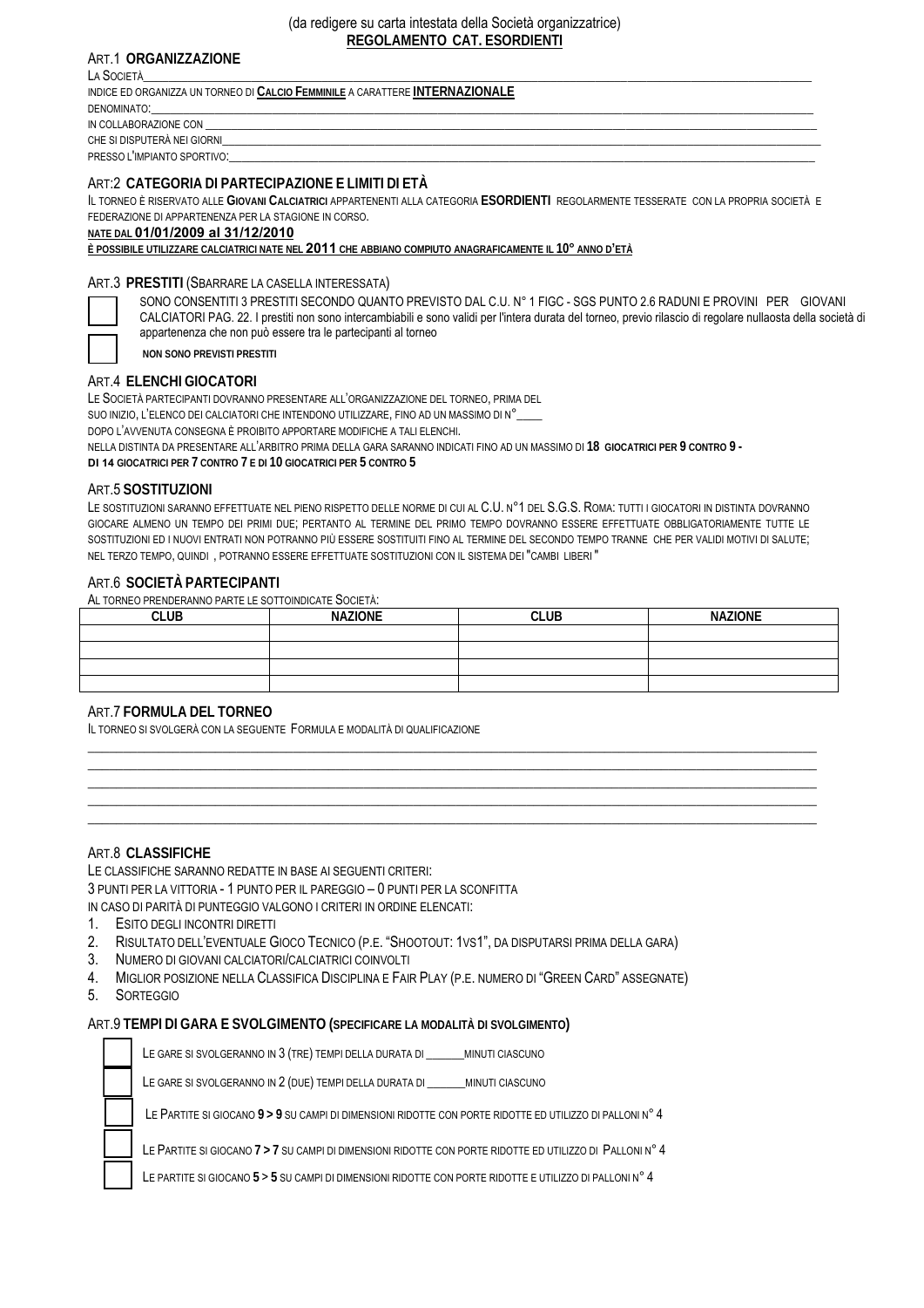(da redigere su carta intestata della Società organizzatrice)

**REGOLAMENTO CAT. ESORDIENTI**

## ART.1 ORGANIZZAZIONE

LA SOCIETÀ_______________________________________________

INDICE ED ORGANIZZA UN TORNEO DI **CALCIO FEMMINILE** A CARATTERE **INTERNAZIONALE**

DENOMINATO:_______________________________________________

IN COLLABORAZIONE CON _______________________________________________

CHE SI DISPUTERÀ NEI GIORNI_______________________________________________

PRESSO L'IMPIANTO SPORTIVO:_______________________________________________

## ART:2 CATEGORIA DI PARTECIPAZIONE E LIMITI DI ETÀ

IL TORNEO È RISERVATO ALLE **GIOVANI CALCIATRICI** APPARTENENTI ALLA CATEGORIA **ESORDIENTI** REGOLARMENTE TESSERATE CON LA PROPRIA SOCIETÀ E FEDERAZIONE DI APPARTENENZA PER LA STAGIONE IN CORSO.

**NATE DAL 01/01/2009 al 31/12/2010**

**È POSSIBILE UTILIZZARE CALCIATRICI NATE NEL 2011 CHE ABBIANO COMPIUTO ANAGRAFICAMENTE IL 10° ANNO D'ETÀ**

## ART.3 PRESTITI (SBARRARE LA CASELLA INTERESSATA)

☐ SONO CONSENTITI 3 PRESTITI SECONDO QUANTO PREVISTO DAL C.U. N° 1 FIGC - SGS PUNTO 2.6 RADUNI E PROVINI PER GIOVANI CALCIATORI PAG. 22. I prestiti non sono intercambiabili e sono validi per l'intera durata del torneo, previo rilascio di regolare nullaosta della società di appartenenza che non può essere tra le partecipanti al torneo

☐ **NON SONO PREVISTI PRESTITI**

## ART.4 ELENCHI GIOCATORI

LE SOCIETÀ PARTECIPANTI DOVRANNO PRESENTARE ALL'ORGANIZZAZIONE DEL TORNEO, PRIMA DEL SUO INIZIO, L'ELENCO DEI CALCIATORI CHE INTENDONO UTILIZZARE, FINO AD UN MASSIMO DI N°____

DOPO L'AVVENUTA CONSEGNA È PROIBITO APPORTARE MODIFICHE A TALI ELENCHI.

NELLA DISTINTA DA PRESENTARE ALL'ARBITRO PRIMA DELLA GARA SARANNO INDICATI FINO AD UN MASSIMO DI **18 GIOCATRICI PER 9 CONTRO 9 - DI 14 GIOCATRICI PER 7 CONTRO 7 E DI 10 GIOCATRICI PER 5 CONTRO 5**

## ART.5 SOSTITUZIONI

LE SOSTITUZIONI SARANNO EFFETTUATE NEL PIENO RISPETTO DELLE NORME DI CUI AL C.U. N°1 DEL S.G.S. ROMA: TUTTI I GIOCATORI IN DISTINTA DOVRANNO GIOCARE ALMENO UN TEMPO DEI PRIMI DUE; PERTANTO AL TERMINE DEL PRIMO TEMPO DOVRANNO ESSERE EFFETTUATE OBBLIGATORIAMENTE TUTTE LE SOSTITUZIONI ED I NUOVI ENTRATI NON POTRANNO PIÙ ESSERE SOSTITUITI FINO AL TERMINE DEL SECONDO TEMPO TRANNE CHE PER VALIDI MOTIVI DI SALUTE; NEL TERZO TEMPO, QUINDI , POTRANNO ESSERE EFFETTUATE SOSTITUZIONI CON IL SISTEMA DEI "CAMBI LIBERI "

## ART.6 SOCIETÀ PARTECIPANTI

AL TORNEO PRENDERANNO PARTE LE SOTTOINDICATE SOCIETÀ:

| CLUB | NAZIONE | CLUB | NAZIONE |
|---|---|---|---|
| | | | |
| | | | |
| | | | |
| | | | |

## ART.7 FORMULA DEL TORNEO

IL TORNEO SI SVOLGERÀ CON LA SEGUENTE FORMULA E MODALITÀ DI QUALIFICAZIONE

_______________________________________________

_______________________________________________

_______________________________________________

_______________________________________________

_______________________________________________

## ART.8 CLASSIFICHE

LE CLASSIFICHE SARANNO REDATTE IN BASE AI SEGUENTI CRITERI:

3 PUNTI PER LA VITTORIA - 1 PUNTO PER IL PAREGGIO – 0 PUNTI PER LA SCONFITTA

IN CASO DI PARITÀ DI PUNTEGGIO VALGONO I CRITERI IN ORDINE ELENCATI:

1. ESITO DEGLI INCONTRI DIRETTI
2. RISULTATO DELL'EVENTUALE GIOCO TECNICO (P.E. "SHOOTOUT: 1VS1", DA DISPUTARSI PRIMA DELLA GARA)
3. NUMERO DI GIOVANI CALCIATORI/CALCIATRICI COINVOLTI
4. MIGLIOR POSIZIONE NELLA CLASSIFICA DISCIPLINA E FAIR PLAY (P.E. NUMERO DI "GREEN CARD" ASSEGNATE)
5. SORTEGGIO

## ART.9 TEMPI DI GARA E SVOLGIMENTO (SPECIFICARE LA MODALITÀ DI SVOLGIMENTO)

☐ LE GARE SI SVOLGERANNO IN 3 (TRE) TEMPI DELLA DURATA DI _______MINUTI CIASCUNO

☐ LE GARE SI SVOLGERANNO IN 2 (DUE) TEMPI DELLA DURATA DI _______MINUTI CIASCUNO

☐ LE PARTITE SI GIOCANO **9 > 9** SU CAMPI DI DIMENSIONI RIDOTTE CON PORTE RIDOTTE ED UTILIZZO DI PALLONI N° 4

☐ LE PARTITE SI GIOCANO **7 > 7** SU CAMPI DI DIMENSIONI RIDOTTE CON PORTE RIDOTTE ED UTILIZZO DI PALLONI N° 4

☐ LE PARTITE SI GIOCANO **5** > **5** SU CAMPI DI DIMENSIONI RIDOTTE CON PORTE RIDOTTE E UTILIZZO DI PALLONI N° 4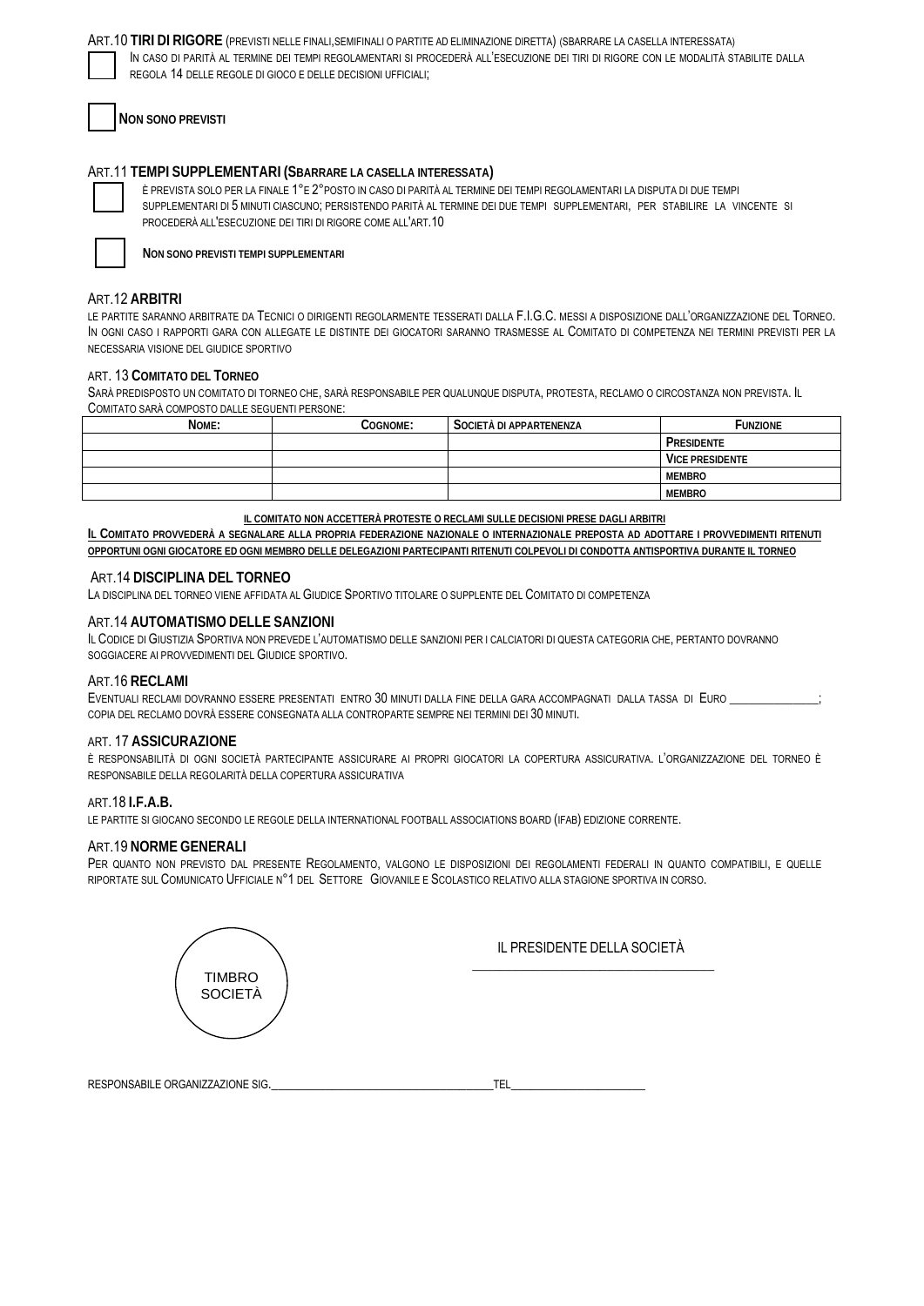ART.10 **TIRI DI RIGORE** (PREVISTI NELLE FINALI,SEMIFINALI O PARTITE AD ELIMINAZIONE DIRETTA) (SBARRARE LA CASELLA INTERESSATA)

☐ IN CASO DI PARITÀ AL TERMINE DEI TEMPI REGOLAMENTARI SI PROCEDERÀ ALL'ESECUZIONE DEI TIRI DI RIGORE CON LE MODALITÀ STABILITE DALLA REGOLA 14 DELLE REGOLE DI GIOCO E DELLE DECISIONI UFFICIALI;

☐ **NON SONO PREVISTI**

ART.11 **TEMPI SUPPLEMENTARI (SBARRARE LA CASELLA INTERESSATA)**

☐ È PREVISTA SOLO PER LA FINALE 1° E 2° POSTO IN CASO DI PARITÀ AL TERMINE DEI TEMPI REGOLAMENTARI LA DISPUTA DI DUE TEMPI SUPPLEMENTARI DI 5 MINUTI CIASCUNO; PERSISTENDO PARITÀ AL TERMINE DEI DUE TEMPI SUPPLEMENTARI, PER STABILIRE LA VINCENTE SI PROCEDERÀ ALL'ESECUZIONE DEI TIRI DI RIGORE COME ALL'ART.10

☐ **NON SONO PREVISTI TEMPI SUPPLEMENTARI**

ART.12 **ARBITRI**

LE PARTITE SARANNO ARBITRATE DA TECNICI O DIRIGENTI REGOLARMENTE TESSERATI DALLA F.I.G.C. MESSI A DISPOSIZIONE DALL'ORGANIZZAZIONE DEL TORNEO. IN OGNI CASO I RAPPORTI GARA CON ALLEGATE LE DISTINTE DEI GIOCATORI SARANNO TRASMESSE AL COMITATO DI COMPETENZA NEI TERMINI PREVISTI PER LA NECESSARIA VISIONE DEL GIUDICE SPORTIVO

ART. 13 **COMITATO DEL TORNEO**

SARÀ PREDISPOSTO UN COMITATO DI TORNEO CHE, SARÀ RESPONSABILE PER QUALUNQUE DISPUTA, PROTESTA, RECLAMO O CIRCOSTANZA NON PREVISTA. IL COMITATO SARÀ COMPOSTO DALLE SEGUENTI PERSONE:

| NOME: | COGNOME: | SOCIETÀ DI APPARTENENZA | FUNZIONE |
|---|---|---|---|
| | | | PRESIDENTE |
| | | | VICE PRESIDENTE |
| | | | MEMBRO |
| | | | MEMBRO |

**IL COMITATO NON ACCETTERÀ PROTESTE O RECLAMI SULLE DECISIONI PRESE DAGLI ARBITRI**

**IL COMITATO PROVVEDERÀ A SEGNALARE ALLA PROPRIA FEDERAZIONE NAZIONALE O INTERNAZIONALE PREPOSTA AD ADOTTARE I PROVVEDIMENTI RITENUTI OPPORTUNI OGNI GIOCATORE ED OGNI MEMBRO DELLE DELEGAZIONI PARTECIPANTI RITENUTI COLPEVOLI DI CONDOTTA ANTISPORTIVA DURANTE IL TORNEO**

ART.14 **DISCIPLINA DEL TORNEO**

LA DISCIPLINA DEL TORNEO VIENE AFFIDATA AL GIUDICE SPORTIVO TITOLARE O SUPPLENTE DEL COMITATO DI COMPETENZA

ART.14 **AUTOMATISMO DELLE SANZIONI**

IL CODICE DI GIUSTIZIA SPORTIVA NON PREVEDE L'AUTOMATISMO DELLE SANZIONI PER I CALCIATORI DI QUESTA CATEGORIA CHE, PERTANTO DOVRANNO SOGGIACERE AI PROVVEDIMENTI DEL GIUDICE SPORTIVO.

ART.16 **RECLAMI**

EVENTUALI RECLAMI DOVRANNO ESSERE PRESENTATI ENTRO 30 MINUTI DALLA FINE DELLA GARA ACCOMPAGNATI DALLA TASSA DI EURO _______________; COPIA DEL RECLAMO DOVRÀ ESSERE CONSEGNATA ALLA CONTROPARTE SEMPRE NEI TERMINI DEI 30 MINUTI.

ART. 17 **ASSICURAZIONE**

È RESPONSABILITÀ DI OGNI SOCIETÀ PARTECIPANTE ASSICURARE AI PROPRI GIOCATORI LA COPERTURA ASSICURATIVA. L'ORGANIZZAZIONE DEL TORNEO È RESPONSABILE DELLA REGOLARITÀ DELLA COPERTURA ASSICURATIVA

ART.18 **I.F.A.B.**

LE PARTITE SI GIOCANO SECONDO LE REGOLE DELLA INTERNATIONAL FOOTBALL ASSOCIATIONS BOARD (IFAB) EDIZIONE CORRENTE.

ART.19 **NORME GENERALI**

PER QUANTO NON PREVISTO DAL PRESENTE REGOLAMENTO, VALGONO LE DISPOSIZIONI DEI REGOLAMENTI FEDERALI IN QUANTO COMPATIBILI, E QUELLE RIPORTATE SUL COMUNICATO UFFICIALE N°1 DEL SETTORE GIOVANILE E SCOLASTICO RELATIVO ALLA STAGIONE SPORTIVA IN CORSO.

TIMBRO SOCIETÀ

IL PRESIDENTE DELLA SOCIETÀ

_____________________________________

RESPONSABILE ORGANIZZAZIONE SIG.________________________________________TEL________________________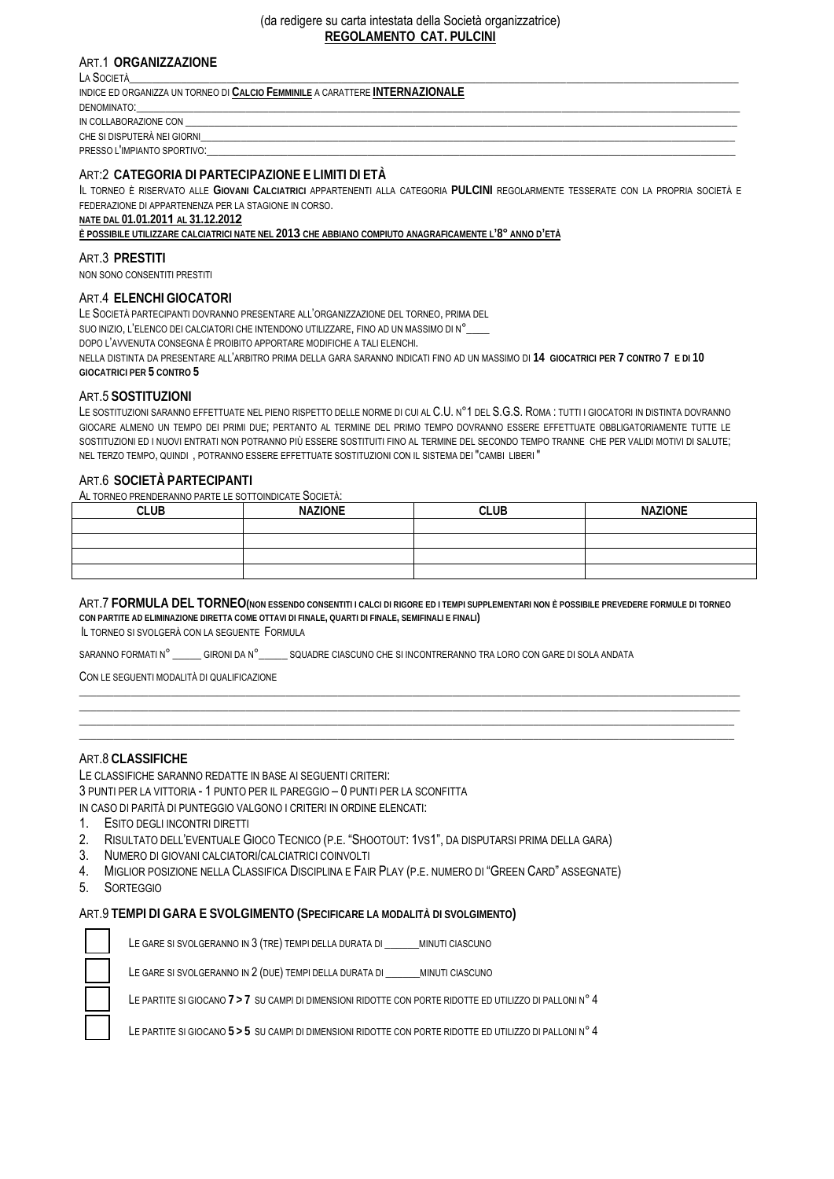(da redigere su carta intestata della Società organizzatrice)

**REGOLAMENTO CAT. PULCINI**

## ART.1 **ORGANIZZAZIONE**

LA SOCIETÀ_______________________________________________

INDICE ED ORGANIZZA UN TORNEO DI **CALCIO FEMMINILE** A CARATTERE **INTERNAZIONALE**

DENOMINATO:_______________________________________________

IN COLLABORAZIONE CON _______________________________________________

CHE SI DISPUTERÀ NEI GIORNI_______________________________________________

PRESSO L'IMPIANTO SPORTIVO:_______________________________________________

## ART:2 **CATEGORIA DI PARTECIPAZIONE E LIMITI DI ETÀ**

IL TORNEO È RISERVATO ALLE **GIOVANI CALCIATRICI** APPARTENENTI ALLA CATEGORIA **PULCINI** REGOLARMENTE TESSERATE CON LA PROPRIA SOCIETÀ E FEDERAZIONE DI APPARTENENZA PER LA STAGIONE IN CORSO.

**NATE DAL 01.01.2011 AL 31.12.2012**

**È POSSIBILE UTILIZZARE CALCIATRICI NATE NEL 2013 CHE ABBIANO COMPIUTO ANAGRAFICAMENTE L'8° ANNO D'ETÀ**

## ART.3 **PRESTITI**

NON SONO CONSENTITI PRESTITI

## ART.4 **ELENCHI GIOCATORI**

LE SOCIETÀ PARTECIPANTI DOVRANNO PRESENTARE ALL'ORGANIZZAZIONE DEL TORNEO, PRIMA DEL SUO INIZIO, L'ELENCO DEI CALCIATORI CHE INTENDONO UTILIZZARE, FINO AD UN MASSIMO DI N°____

DOPO L'AVVENUTA CONSEGNA È PROIBITO APPORTARE MODIFICHE A TALI ELENCHI.

NELLA DISTINTA DA PRESENTARE ALL'ARBITRO PRIMA DELLA GARA SARANNO INDICATI FINO AD UN MASSIMO DI **14 GIOCATRICI PER 7 CONTRO 7 E DI 10 GIOCATRICI PER 5 CONTRO 5**

## ART.5 **SOSTITUZIONI**

LE SOSTITUZIONI SARANNO EFFETTUATE NEL PIENO RISPETTO DELLE NORME DI CUI AL C.U. N°1 DEL S.G.S. ROMA : TUTTI I GIOCATORI IN DISTINTA DOVRANNO GIOCARE ALMENO UN TEMPO DEI PRIMI DUE; PERTANTO AL TERMINE DEL PRIMO TEMPO DOVRANNO ESSERE EFFETTUATE OBBLIGATORIAMENTE TUTTE LE SOSTITUZIONI ED I NUOVI ENTRATI NON POTRANNO PIÙ ESSERE SOSTITUITI FINO AL TERMINE DEL SECONDO TEMPO TRANNE CHE PER VALIDI MOTIVI DI SALUTE; NEL TERZO TEMPO, QUINDI , POTRANNO ESSERE EFFETTUATE SOSTITUZIONI CON IL SISTEMA DEI "CAMBI LIBERI "

## ART.6 **SOCIETÀ PARTECIPANTI**

AL TORNEO PRENDERANNO PARTE LE SOTTOINDICATE SOCIETÀ:

| CLUB | NAZIONE | CLUB | NAZIONE |
|---|---|---|---|
| | | | |
| | | | |
| | | | |
| | | | |

## ART.7 **FORMULA DEL TORNEO** **(NON ESSENDO CONSENTITI I CALCI DI RIGORE ED I TEMPI SUPPLEMENTARI NON È POSSIBILE PREVEDERE FORMULE DI TORNEO CON PARTITE AD ELIMINAZIONE DIRETTA COME OTTAVI DI FINALE, QUARTI DI FINALE, SEMIFINALI E FINALI)**

IL TORNEO SI SVOLGERÀ CON LA SEGUENTE FORMULA

SARANNO FORMATI N° ______ GIRONI DA N°______ SQUADRE CIASCUNO CHE SI INCONTRERANNO TRA LORO CON GARE DI SOLA ANDATA

CON LE SEGUENTI MODALITÀ DI QUALIFICAZIONE

_______________________________________________

_______________________________________________

_______________________________________________

_______________________________________________

## ART.8 **CLASSIFICHE**

LE CLASSIFICHE SARANNO REDATTE IN BASE AI SEGUENTI CRITERI:

3 PUNTI PER LA VITTORIA - 1 PUNTO PER IL PAREGGIO – 0 PUNTI PER LA SCONFITTA

IN CASO DI PARITÀ DI PUNTEGGIO VALGONO I CRITERI IN ORDINE ELENCATI:

1. ESITO DEGLI INCONTRI DIRETTI
2. RISULTATO DELL'EVENTUALE GIOCO TECNICO (P.E. "SHOOTOUT: 1VS1", DA DISPUTARSI PRIMA DELLA GARA)
3. NUMERO DI GIOVANI CALCIATORI/CALCIATRICI COINVOLTI
4. MIGLIOR POSIZIONE NELLA CLASSIFICA DISCIPLINA E FAIR PLAY (P.E. NUMERO DI "GREEN CARD" ASSEGNATE)
5. SORTEGGIO

## ART.9 **TEMPI DI GARA E SVOLGIMENTO (SPECIFICARE LA MODALITÀ DI SVOLGIMENTO)**

- ☐ LE GARE SI SVOLGERANNO IN 3 (TRE) TEMPI DELLA DURATA DI _______MINUTI CIASCUNO
- ☐ LE GARE SI SVOLGERANNO IN 2 (DUE) TEMPI DELLA DURATA DI _______MINUTI CIASCUNO
- ☐ LE PARTITE SI GIOCANO **7 > 7** SU CAMPI DI DIMENSIONI RIDOTTE CON PORTE RIDOTTE ED UTILIZZO DI PALLONI N° 4
- ☐ LE PARTITE SI GIOCANO **5 > 5** SU CAMPI DI DIMENSIONI RIDOTTE CON PORTE RIDOTTE ED UTILIZZO DI PALLONI N° 4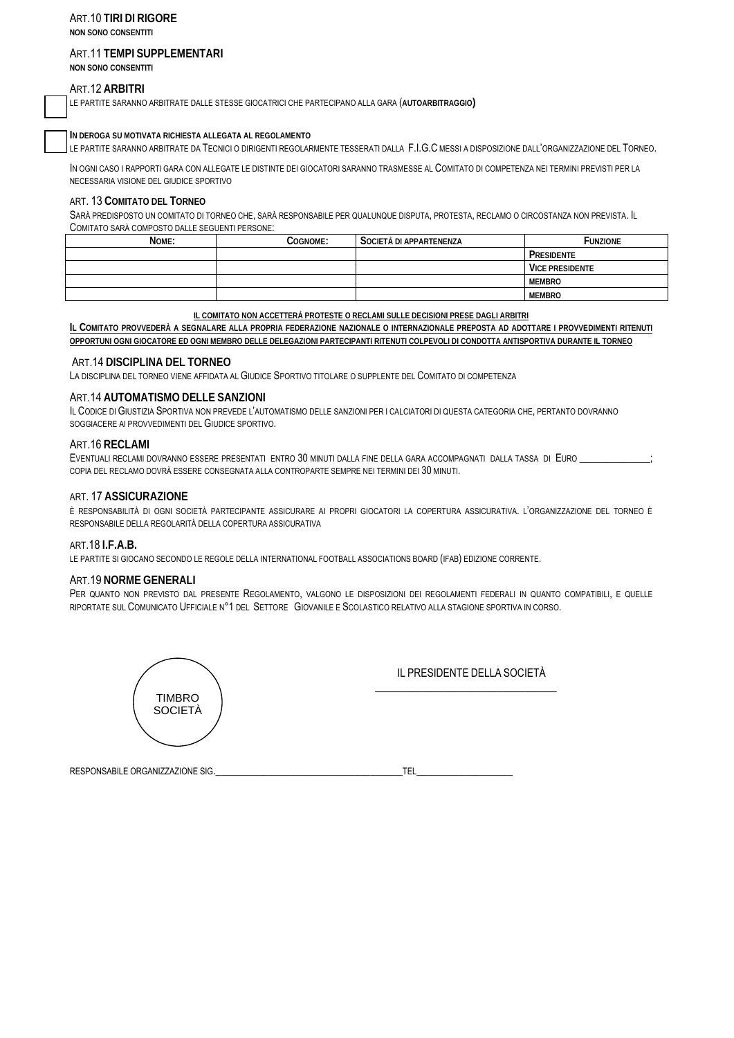### ART.10 **TIRI DI RIGORE**

**NON SONO CONSENTITI**

### ART.11 **TEMPI SUPPLEMENTARI**

**NON SONO CONSENTITI**

### ART.12 **ARBITRI**

☐ LE PARTITE SARANNO ARBITRATE DALLE STESSE GIOCATRICI CHE PARTECIPANO ALLA GARA (**AUTOARBITRAGGIO**)

☐ **IN DEROGA SU MOTIVATA RICHIESTA ALLEGATA AL REGOLAMENTO**
LE PARTITE SARANNO ARBITRATE DA TECNICI O DIRIGENTI REGOLARMENTE TESSERATI DALLA F.I.G.C MESSI A DISPOSIZIONE DALL'ORGANIZZAZIONE DEL TORNEO.

IN OGNI CASO I RAPPORTI GARA CON ALLEGATE LE DISTINTE DEI GIOCATORI SARANNO TRASMESSE AL COMITATO DI COMPETENZA NEI TERMINI PREVISTI PER LA NECESSARIA VISIONE DEL GIUDICE SPORTIVO

### ART. 13 **COMITATO DEL TORNEO**

SARÀ PREDISPOSTO UN COMITATO DI TORNEO CHE, SARÀ RESPONSABILE PER QUALUNQUE DISPUTA, PROTESTA, RECLAMO O CIRCOSTANZA NON PREVISTA. IL COMITATO SARÀ COMPOSTO DALLE SEGUENTI PERSONE:

| NOME: | COGNOME: | SOCIETÀ DI APPARTENENZA | FUNZIONE |
|---|---|---|---|
| | | | **PRESIDENTE** |
| | | | **VICE PRESIDENTE** |
| | | | **MEMBRO** |
| | | | **MEMBRO** |

**IL COMITATO NON ACCETTERÀ PROTESTE O RECLAMI SULLE DECISIONI PRESE DAGLI ARBITRI**

**IL COMITATO PROVVEDERÀ A SEGNALARE ALLA PROPRIA FEDERAZIONE NAZIONALE O INTERNAZIONALE PREPOSTA AD ADOTTARE I PROVVEDIMENTI RITENUTI OPPORTUNI OGNI GIOCATORE ED OGNI MEMBRO DELLE DELEGAZIONI PARTECIPANTI RITENUTI COLPEVOLI DI CONDOTTA ANTISPORTIVA DURANTE IL TORNEO**

### ART.14 **DISCIPLINA DEL TORNEO**

LA DISCIPLINA DEL TORNEO VIENE AFFIDATA AL GIUDICE SPORTIVO TITOLARE O SUPPLENTE DEL COMITATO DI COMPETENZA

### ART.14 **AUTOMATISMO DELLE SANZIONI**

IL CODICE DI GIUSTIZIA SPORTIVA NON PREVEDE L'AUTOMATISMO DELLE SANZIONI PER I CALCIATORI DI QUESTA CATEGORIA CHE, PERTANTO DOVRANNO SOGGIACERE AI PROVVEDIMENTI DEL GIUDICE SPORTIVO.

### ART.16 **RECLAMI**

EVENTUALI RECLAMI DOVRANNO ESSERE PRESENTATI ENTRO 30 MINUTI DALLA FINE DELLA GARA ACCOMPAGNATI DALLA TASSA DI EURO _______________; COPIA DEL RECLAMO DOVRÀ ESSERE CONSEGNATA ALLA CONTROPARTE SEMPRE NEI TERMINI DEI 30 MINUTI.

### ART. 17 **ASSICURAZIONE**

È RESPONSABILITÀ DI OGNI SOCIETÀ PARTECIPANTE ASSICURARE AI PROPRI GIOCATORI LA COPERTURA ASSICURATIVA. L'ORGANIZZAZIONE DEL TORNEO È RESPONSABILE DELLA REGOLARITÀ DELLA COPERTURA ASSICURATIVA

### ART.18 **I.F.A.B.**

LE PARTITE SI GIOCANO SECONDO LE REGOLE DELLA INTERNATIONAL FOOTBALL ASSOCIATIONS BOARD (IFAB) EDIZIONE CORRENTE.

### ART.19 **NORME GENERALI**

PER QUANTO NON PREVISTO DAL PRESENTE REGOLAMENTO, VALGONO LE DISPOSIZIONI DEI REGOLAMENTI FEDERALI IN QUANTO COMPATIBILI, E QUELLE RIPORTATE SUL COMUNICATO UFFICIALE N°1 DEL SETTORE GIOVANILE E SCOLASTICO RELATIVO ALLA STAGIONE SPORTIVA IN CORSO.

TIMBRO SOCIETÀ

IL PRESIDENTE DELLA SOCIETÀ

___________________________________

RESPONSABILE ORGANIZZAZIONE SIG.________________________________________TEL____________________